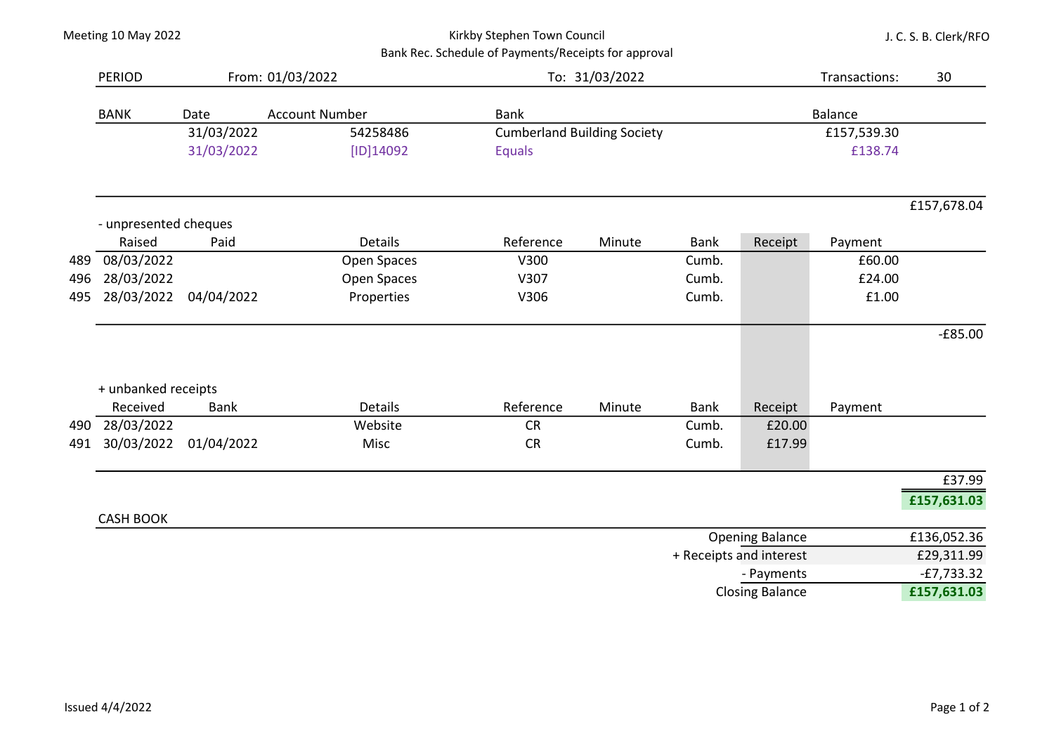Meeting 10 May 2022

**Kirkby Stephen Town Council**

**Bank Rec. Schedule of Payments/Receipts for approval**

J. C. S. B. Clerk/RFO

| PERIOD | From: 01/03/2022 | To: 31/03/2022 | Transactions: | 30 |
|---|---|---|---|---|

| BANK | Date | Account Number | Bank | Balance | |
|---|---|---|---|---|---|
| | 31/03/2022 | 54258486 | Cumberland Building Society | £157,539.30 | |
| | 31/03/2022 | [ID]14092 | Equals | £138.74 | |
| | | | | | £157,678.04 |

**- unpresented cheques**

| | Raised | Paid | Details | Reference | Minute | Bank | Receipt | Payment | |
|---|---|---|---|---|---|---|---|---|---|
| 489 | 08/03/2022 | | Open Spaces | V300 | | Cumb. | | £60.00 | |
| 496 | 28/03/2022 | | Open Spaces | V307 | | Cumb. | | £24.00 | |
| 495 | 28/03/2022 | 04/04/2022 | Properties | V306 | | Cumb. | | £1.00 | |
| | | | | | | | | | -£85.00 |

**+ unbanked receipts**

| | Received | Bank | Details | Reference | Minute | Bank | Receipt | Payment | |
|---|---|---|---|---|---|---|---|---|---|
| 490 | 28/03/2022 | | Website | CR | | Cumb. | £20.00 | | |
| 491 | 30/03/2022 | 01/04/2022 | Misc | CR | | Cumb. | £17.99 | | |
| | | | | | | | | | £37.99 |
| | | | | | | | | | **£157,631.03** |

**CASH BOOK**

| | |
|---|---|
| Opening Balance | £136,052.36 |
| + Receipts and interest | £29,311.99 |
| - Payments | -£7,733.32 |
| Closing Balance | **£157,631.03** |

Issued 4/4/2022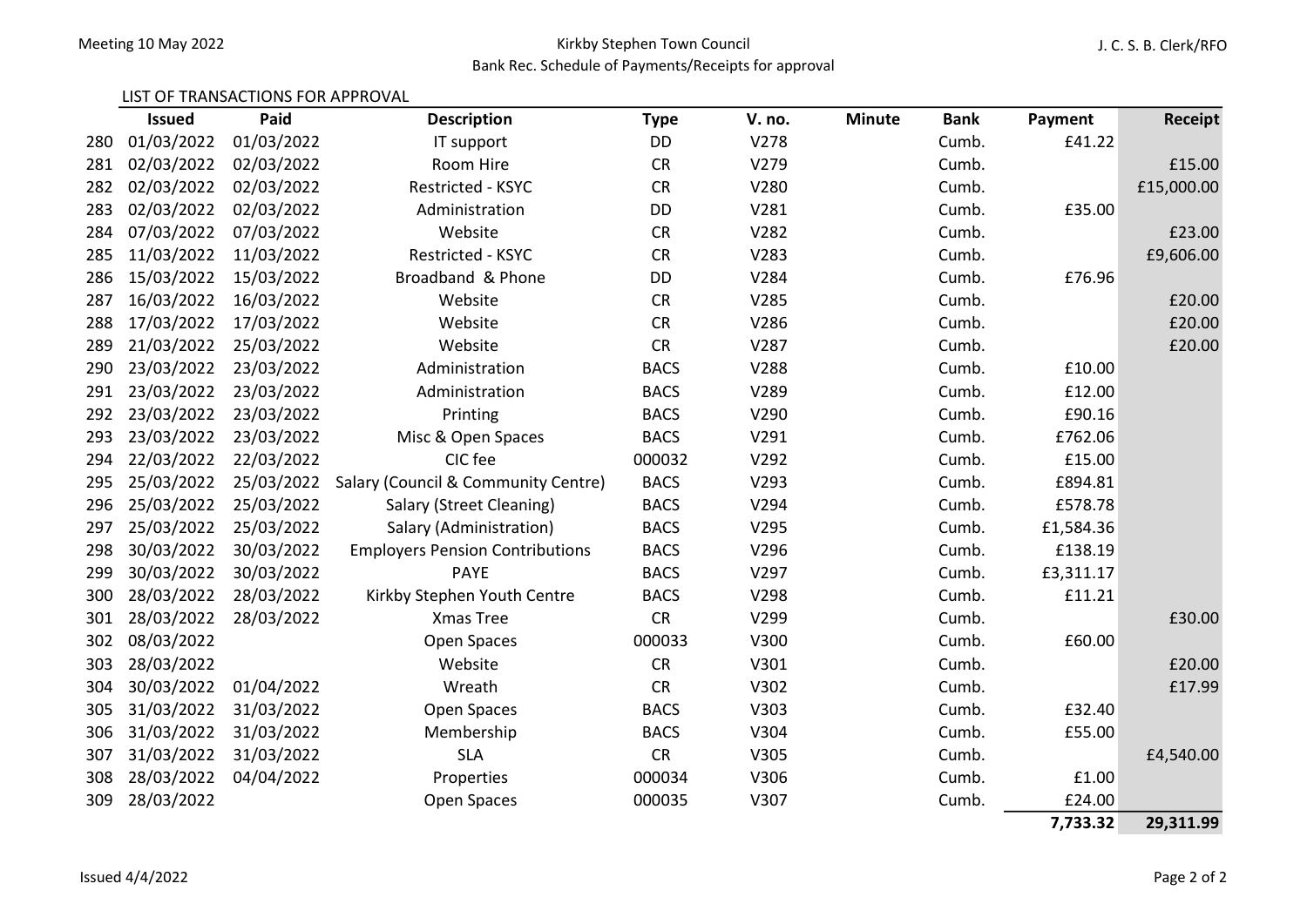LIST OF TRANSACTIONS FOR APPROVAL

| | Issued | Paid | Description | Type | V. no. | Minute | Bank | Payment | Receipt |
|---|---|---|---|---|---|---|---|---|---|
| 280 | 01/03/2022 | 01/03/2022 | IT support | DD | V278 | | Cumb. | £41.22 | |
| 281 | 02/03/2022 | 02/03/2022 | Room Hire | CR | V279 | | Cumb. | | £15.00 |
| 282 | 02/03/2022 | 02/03/2022 | Restricted - KSYC | CR | V280 | | Cumb. | | £15,000.00 |
| 283 | 02/03/2022 | 02/03/2022 | Administration | DD | V281 | | Cumb. | £35.00 | |
| 284 | 07/03/2022 | 07/03/2022 | Website | CR | V282 | | Cumb. | | £23.00 |
| 285 | 11/03/2022 | 11/03/2022 | Restricted - KSYC | CR | V283 | | Cumb. | | £9,606.00 |
| 286 | 15/03/2022 | 15/03/2022 | Broadband & Phone | DD | V284 | | Cumb. | £76.96 | |
| 287 | 16/03/2022 | 16/03/2022 | Website | CR | V285 | | Cumb. | | £20.00 |
| 288 | 17/03/2022 | 17/03/2022 | Website | CR | V286 | | Cumb. | | £20.00 |
| 289 | 21/03/2022 | 25/03/2022 | Website | CR | V287 | | Cumb. | | £20.00 |
| 290 | 23/03/2022 | 23/03/2022 | Administration | BACS | V288 | | Cumb. | £10.00 | |
| 291 | 23/03/2022 | 23/03/2022 | Administration | BACS | V289 | | Cumb. | £12.00 | |
| 292 | 23/03/2022 | 23/03/2022 | Printing | BACS | V290 | | Cumb. | £90.16 | |
| 293 | 23/03/2022 | 23/03/2022 | Misc & Open Spaces | BACS | V291 | | Cumb. | £762.06 | |
| 294 | 22/03/2022 | 22/03/2022 | CIC fee | 000032 | V292 | | Cumb. | £15.00 | |
| 295 | 25/03/2022 | 25/03/2022 | Salary (Council & Community Centre) | BACS | V293 | | Cumb. | £894.81 | |
| 296 | 25/03/2022 | 25/03/2022 | Salary (Street Cleaning) | BACS | V294 | | Cumb. | £578.78 | |
| 297 | 25/03/2022 | 25/03/2022 | Salary (Administration) | BACS | V295 | | Cumb. | £1,584.36 | |
| 298 | 30/03/2022 | 30/03/2022 | Employers Pension Contributions | BACS | V296 | | Cumb. | £138.19 | |
| 299 | 30/03/2022 | 30/03/2022 | PAYE | BACS | V297 | | Cumb. | £3,311.17 | |
| 300 | 28/03/2022 | 28/03/2022 | Kirkby Stephen Youth Centre | BACS | V298 | | Cumb. | £11.21 | |
| 301 | 28/03/2022 | 28/03/2022 | Xmas Tree | CR | V299 | | Cumb. | | £30.00 |
| 302 | 08/03/2022 | | Open Spaces | 000033 | V300 | | Cumb. | £60.00 | |
| 303 | 28/03/2022 | | Website | CR | V301 | | Cumb. | | £20.00 |
| 304 | 30/03/2022 | 01/04/2022 | Wreath | CR | V302 | | Cumb. | | £17.99 |
| 305 | 31/03/2022 | 31/03/2022 | Open Spaces | BACS | V303 | | Cumb. | £32.40 | |
| 306 | 31/03/2022 | 31/03/2022 | Membership | BACS | V304 | | Cumb. | £55.00 | |
| 307 | 31/03/2022 | 31/03/2022 | SLA | CR | V305 | | Cumb. | | £4,540.00 |
| 308 | 28/03/2022 | 04/04/2022 | Properties | 000034 | V306 | | Cumb. | £1.00 | |
| 309 | 28/03/2022 | | Open Spaces | 000035 | V307 | | Cumb. | £24.00 | |
| | | | | | | | | **7,733.32** | **29,311.99** |

Issued 4/4/2022